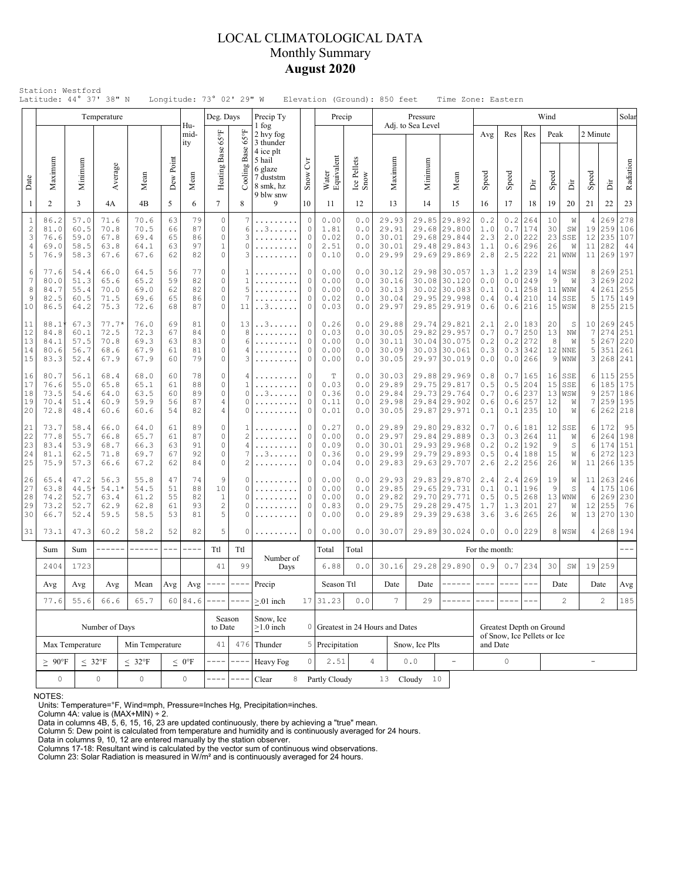# LOCAL CLIMATOLOGICAL DATA
## Monthly Summary
## August 2020

Station: Westford
Latitude: 44° 37' 38" N  Longitude: 73° 02' 29" W  Elevation (Ground): 850 feet  Time Zone: Eastern

| Date | Temperature Maximum | Temperature Minimum | Temperature Average | Temperature Mean | Dew Point | Humidity Mean | Deg. Days Heating Base 65°F | Deg. Days Cooling Base 65°F | Precip Ty (1 fog, 2 hvy fog, 3 thunder, 4 ice plt, 5 hail, 6 glaze, 7 duststm, 8 smk, hz, 9 blw snw) | Snow Cvr | Precip Water Equivalent | Precip Ice Pellets Snow | Pressure Adj. to Sea Level Maximum | Pressure Minimum | Pressure Mean | Wind Avg Speed | Wind Res Speed | Wind Res Dir | Wind Peak Speed | Wind Peak Dir | Wind 2 Minute Speed | Wind 2 Minute Dir | Solar Radiation |
|---|---|---|---|---|---|---|---|---|---|---|---|---|---|---|---|---|---|---|---|---|---|---|---|
| 1 | 2 | 3 | 4A | 4B | 5 | 6 | 7 | 8 | 9 | 10 | 11 | 12 | 13 | 14 | 15 | 16 | 17 | 18 | 19 | 20 | 21 | 22 | 23 |
| 1 | 86.2 | 57.0 | 71.6 | 70.6 | 63 | 79 | 0 | 7 | ......... | 0 | 0.00 | 0.0 | 29.93 | 29.85 | 29.892 | 0.2 | 0.2 | 264 | 10 | W | 4 | 269 | 278 |
| 2 | 81.0 | 60.5 | 70.8 | 70.5 | 66 | 87 | 0 | 6 | ..3...... | 0 | 1.81 | 0.0 | 29.91 | 29.68 | 29.800 | 1.0 | 0.7 | 174 | 30 | SW | 19 | 259 | 106 |
| 3 | 76.6 | 59.0 | 67.8 | 69.4 | 65 | 86 | 0 | 3 | ......... | 0 | 0.02 | 0.0 | 30.01 | 29.68 | 29.844 | 2.3 | 2.0 | 222 | 23 | SSE | 12 | 235 | 107 |
| 4 | 69.0 | 58.5 | 63.8 | 64.1 | 63 | 97 | 1 | 0 | ......... | 0 | 2.51 | 0.0 | 30.01 | 29.48 | 29.843 | 1.1 | 0.6 | 296 | 26 | W | 11 | 282 | 44 |
| 5 | 76.9 | 58.3 | 67.6 | 67.6 | 62 | 82 | 0 | 3 | ......... | 0 | 0.10 | 0.0 | 29.99 | 29.69 | 29.869 | 2.8 | 2.5 | 222 | 21 | WNW | 11 | 269 | 197 |
| 6 | 77.6 | 54.4 | 66.0 | 64.5 | 56 | 77 | 0 | 1 | ......... | 0 | 0.00 | 0.0 | 30.12 | 29.98 | 30.057 | 1.3 | 1.2 | 239 | 14 | WSW | 8 | 269 | 251 |
| 7 | 80.0 | 51.3 | 65.6 | 65.2 | 59 | 82 | 0 | 1 | ......... | 0 | 0.00 | 0.0 | 30.16 | 30.08 | 30.120 | 0.0 | 0.0 | 249 | 9 | W | 3 | 269 | 202 |
| 8 | 84.7 | 55.4 | 70.0 | 69.0 | 62 | 82 | 0 | 5 | ......... | 0 | 0.00 | 0.0 | 30.13 | 30.02 | 30.083 | 0.1 | 0.1 | 258 | 11 | WNW | 4 | 261 | 255 |
| 9 | 82.5 | 60.5 | 71.5 | 69.6 | 65 | 86 | 0 | 7 | ......... | 0 | 0.02 | 0.0 | 30.04 | 29.95 | 29.998 | 0.4 | 0.4 | 210 | 14 | SSE | 5 | 175 | 149 |
| 10 | 86.5 | 64.2 | 75.3 | 72.6 | 68 | 87 | 0 | 11 | ..3...... | 0 | 0.03 | 0.0 | 29.97 | 29.85 | 29.919 | 0.6 | 0.6 | 216 | 15 | WSW | 8 | 255 | 215 |
| 11 | 88.1* | 67.3 | 77.7* | 76.0 | 69 | 81 | 0 | 13 | ..3...... | 0 | 0.26 | 0.0 | 29.88 | 29.74 | 29.821 | 2.1 | 2.0 | 183 | 20 | S | 10 | 269 | 245 |
| 12 | 84.8 | 60.1 | 72.5 | 72.3 | 67 | 84 | 0 | 8 | ......... | 0 | 0.03 | 0.0 | 30.05 | 29.82 | 29.957 | 0.7 | 0.7 | 250 | 13 | NW | 7 | 274 | 251 |
| 13 | 84.1 | 57.5 | 70.8 | 69.3 | 63 | 83 | 0 | 6 | ......... | 0 | 0.00 | 0.0 | 30.11 | 30.04 | 30.075 | 0.2 | 0.2 | 272 | 8 | W | 5 | 267 | 220 |
| 14 | 80.6 | 56.7 | 68.6 | 67.9 | 61 | 81 | 0 | 4 | ......... | 0 | 0.00 | 0.0 | 30.09 | 30.03 | 30.061 | 0.3 | 0.3 | 342 | 12 | NNE | 5 | 351 | 261 |
| 15 | 83.3 | 52.4 | 67.9 | 67.9 | 60 | 79 | 0 | 3 | ......... | 0 | 0.00 | 0.0 | 30.05 | 29.97 | 30.019 | 0.0 | 0.0 | 266 | 9 | WNW | 3 | 268 | 241 |
| 16 | 80.7 | 56.1 | 68.4 | 68.0 | 60 | 78 | 0 | 4 | ......... | 0 | T | 0.0 | 30.03 | 29.88 | 29.969 | 0.8 | 0.7 | 165 | 16 | SSE | 6 | 115 | 255 |
| 17 | 76.6 | 55.0 | 65.8 | 65.1 | 61 | 88 | 0 | 1 | ......... | 0 | 0.03 | 0.0 | 29.89 | 29.75 | 29.817 | 0.5 | 0.5 | 204 | 15 | SSE | 6 | 185 | 175 |
| 18 | 73.5 | 54.6 | 64.0 | 63.5 | 60 | 89 | 0 | 0 | ..3...... | 0 | 0.36 | 0.0 | 29.84 | 29.73 | 29.764 | 0.7 | 0.6 | 237 | 13 | WSW | 9 | 257 | 186 |
| 19 | 70.4 | 51.4 | 60.9 | 59.9 | 56 | 87 | 4 | 0 | ......... | 0 | 0.11 | 0.0 | 29.98 | 29.84 | 29.902 | 0.6 | 0.6 | 257 | 12 | W | 7 | 259 | 195 |
| 20 | 72.8 | 48.4 | 60.6 | 60.6 | 54 | 82 | 4 | 0 | ......... | 0 | 0.01 | 0.0 | 30.05 | 29.87 | 29.971 | 0.1 | 0.1 | 235 | 10 | W | 6 | 262 | 218 |
| 21 | 73.7 | 58.4 | 66.0 | 64.0 | 61 | 89 | 0 | 1 | ......... | 0 | 0.27 | 0.0 | 29.89 | 29.80 | 29.832 | 0.7 | 0.6 | 181 | 12 | SSE | 6 | 172 | 95 |
| 22 | 77.8 | 55.7 | 66.8 | 65.7 | 61 | 87 | 0 | 2 | ......... | 0 | 0.00 | 0.0 | 29.97 | 29.84 | 29.889 | 0.3 | 0.3 | 264 | 11 | W | 6 | 264 | 198 |
| 23 | 83.4 | 53.9 | 68.7 | 66.3 | 63 | 91 | 0 | 4 | ......... | 0 | 0.09 | 0.0 | 30.01 | 29.93 | 29.968 | 0.2 | 0.2 | 192 | 9 | S | 6 | 174 | 151 |
| 24 | 81.1 | 62.5 | 71.8 | 69.7 | 67 | 92 | 0 | 7 | ..3...... | 0 | 0.36 | 0.0 | 29.99 | 29.79 | 29.893 | 0.5 | 0.4 | 188 | 15 | W | 6 | 272 | 123 |
| 25 | 75.9 | 57.3 | 66.6 | 67.2 | 62 | 84 | 0 | 2 | ......... | 0 | 0.04 | 0.0 | 29.83 | 29.63 | 29.707 | 2.6 | 2.2 | 256 | 26 | W | 11 | 266 | 135 |
| 26 | 65.4 | 47.2 | 56.3 | 55.8 | 47 | 74 | 9 | 0 | ......... | 0 | 0.00 | 0.0 | 29.93 | 29.83 | 29.870 | 2.4 | 2.4 | 269 | 19 | W | 11 | 263 | 246 |
| 27 | 63.8 | 44.5* | 54.1* | 54.5 | 51 | 88 | 10 | 0 | ......... | 0 | 0.00 | 0.0 | 29.85 | 29.65 | 29.731 | 0.1 | 0.1 | 196 | 9 | S | 4 | 175 | 106 |
| 28 | 74.2 | 52.7 | 63.4 | 61.2 | 55 | 82 | 1 | 0 | ......... | 0 | 0.00 | 0.0 | 29.82 | 29.70 | 29.771 | 0.5 | 0.5 | 268 | 13 | WNW | 6 | 269 | 230 |
| 29 | 73.2 | 52.7 | 62.9 | 62.8 | 61 | 93 | 2 | 0 | ......... | 0 | 0.83 | 0.0 | 29.75 | 29.28 | 29.475 | 1.7 | 1.3 | 201 | 27 | W | 12 | 255 | 76 |
| 30 | 66.7 | 52.4 | 59.5 | 58.5 | 53 | 81 | 5 | 0 | ......... | 0 | 0.00 | 0.0 | 29.89 | 29.39 | 29.638 | 3.6 | 3.6 | 265 | 26 | W | 13 | 270 | 130 |
| 31 | 73.1 | 47.3 | 60.2 | 58.2 | 52 | 82 | 5 | 0 | ......... | 0 | 0.00 | 0.0 | 30.07 | 29.89 | 30.024 | 0.0 | 0.0 | 229 | 8 | WSW | 4 | 268 | 194 |

| Sum | Sum | ------ | ------ | --- | ---- | Ttl | Ttl | Number of Days | | Total | Total | For the month: | | | | | | | | | | ---- |
|---|---|---|---|---|---|---|---|---|---|---|---|---|---|---|---|---|---|---|---|---|---|---|
| 2404 | 1723 | | | | | 41 | 99 | | | 6.88 | 0.0 | 30.16 | 29.28 | 29.890 | 0.9 | 0.7 | 234 | 30 | SW | 19 | 259 | |
| Avg | Avg | Avg | Mean | Avg | Avg | ---- | ---- | Precip | | Season Ttl | | Date | Date | ------ | ---- | ---- | --- | Date | | Date | | Avg |
| 77.6 | 55.6 | 66.6 | 65.7 | 60 | 84.6 | ---- | ---- | ≥.01 inch | 17 | 31.23 | 0.0 | 7 | 29 | ------ | ---- | ---- | --- | 2 | | 2 | | 185 |

| Number of Days | | | | Season to Date | | Snow, Ice ≥1.0 inch | 0 | Greatest in 24 Hours and Dates | | | | Greatest Depth on Ground of Snow, Ice Pellets or Ice and Date | |
|---|---|---|---|---|---|---|---|---|---|---|---|---|---|
| Max Temperature | | Min Temperature | | 41 | 476 | Thunder | 5 | Precipitation | | Snow, Ice Plts | | | |
| ≥ 90°F | ≤ 32°F | ≤ 32°F | ≤ 0°F | ---- | ---- | Heavy Fog | 0 | 2.51 | 4 | 0.0 | - | 0 | - |
| 0 | 0 | 0 | 0 | ---- | ---- | Clear | 8 | Partly Cloudy | 13 | Cloudy | 10 | | |

NOTES:
Units: Temperature=°F, Wind=mph, Pressure=Inches Hg, Precipitation=inches.
Column 4A: value is (MAX+MIN) ÷ 2.
Data in columns 4B, 5, 6, 15, 16, 23 are updated continuously, there by achieving a "true" mean.
Column 5: Dew point is calculated from temperature and humidity and is continuously averaged for 24 hours.
Data in columns 9, 10, 12 are entered manually by the station observer.
Columns 17-18: Resultant wind is calculated by the vector sum of continuous wind observations.
Column 23: Solar Radiation is measured in W/m² and is continuously averaged for 24 hours.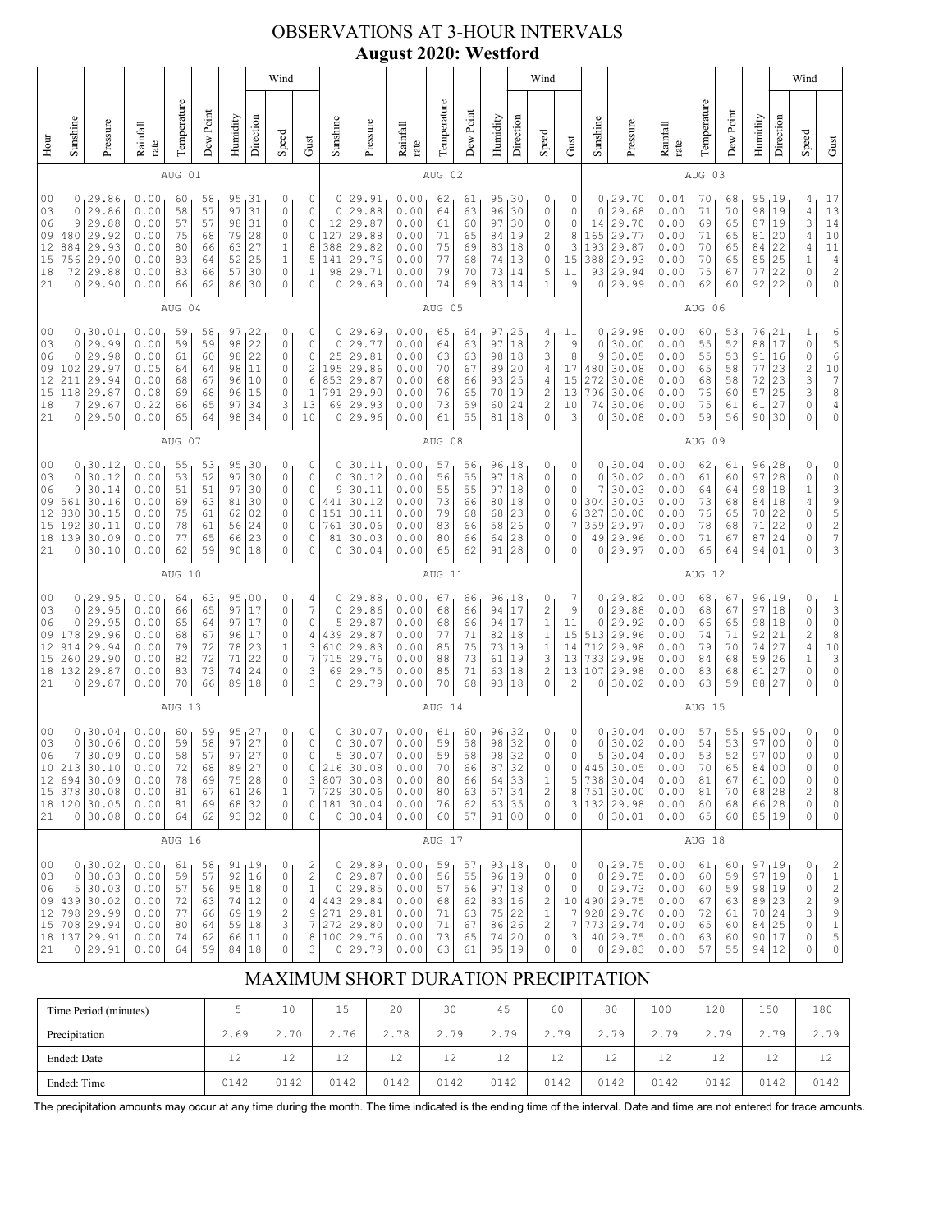# OBSERVATIONS AT 3-HOUR INTERVALS
## August 2020: Westford

| Hour | Sunshine | Pressure | Rainfall rate | Temperature | Dew Point | Humidity | Wind Direction | Wind Speed | Wind Gust | Sunshine | Pressure | Rainfall rate | Temperature | Dew Point | Humidity | Wind Direction | Wind Speed | Wind Gust | Sunshine | Pressure | Rainfall rate | Temperature | Dew Point | Humidity | Wind Direction | Wind Speed | Wind Gust |
|---|---|---|---|---|---|---|---|---|---|---|---|---|---|---|---|---|---|---|---|---|---|---|---|---|---|---|---|
| | AUG 01 | | | | | | | | | AUG 02 | | | | | | | | | AUG 03 | | | | | | | | |
| 00 | 0 | 29.86 | 0.00 | 60 | 58 | 95 | 31 | 0 | 0 | 0 | 29.91 | 0.00 | 62 | 61 | 95 | 30 | 0 | 0 | 0 | 29.70 | 0.04 | 70 | 68 | 95 | 19 | 4 | 17 |
| 03 | 0 | 29.86 | 0.00 | 58 | 57 | 97 | 31 | 0 | 0 | 0 | 29.88 | 0.00 | 64 | 63 | 96 | 30 | 0 | 0 | 0 | 29.68 | 0.00 | 71 | 70 | 98 | 19 | 4 | 13 |
| 06 | 9 | 29.88 | 0.00 | 57 | 57 | 98 | 31 | 0 | 0 | 12 | 29.87 | 0.00 | 61 | 60 | 97 | 30 | 0 | 0 | 14 | 29.70 | 0.00 | 69 | 65 | 87 | 19 | 3 | 14 |
| 09 | 480 | 29.92 | 0.00 | 75 | 68 | 79 | 28 | 0 | 0 | 127 | 29.88 | 0.00 | 71 | 65 | 84 | 19 | 2 | 8 | 165 | 29.77 | 0.00 | 71 | 65 | 81 | 20 | 4 | 10 |
| 12 | 884 | 29.93 | 0.00 | 80 | 66 | 63 | 27 | 1 | 8 | 388 | 29.82 | 0.00 | 75 | 69 | 83 | 18 | 0 | 3 | 193 | 29.87 | 0.00 | 70 | 65 | 84 | 22 | 4 | 11 |
| 15 | 756 | 29.90 | 0.00 | 83 | 64 | 52 | 25 | 1 | 5 | 141 | 29.76 | 0.00 | 77 | 68 | 74 | 13 | 0 | 15 | 388 | 29.93 | 0.00 | 70 | 65 | 85 | 25 | 1 | 4 |
| 18 | 72 | 29.88 | 0.00 | 83 | 66 | 57 | 30 | 0 | 1 | 98 | 29.71 | 0.00 | 79 | 70 | 73 | 14 | 5 | 11 | 93 | 29.94 | 0.00 | 75 | 67 | 77 | 22 | 0 | 2 |
| 21 | 0 | 29.90 | 0.00 | 66 | 62 | 86 | 30 | 0 | 0 | 0 | 29.69 | 0.00 | 74 | 69 | 83 | 14 | 1 | 9 | 0 | 29.99 | 0.00 | 62 | 60 | 92 | 22 | 0 | 0 |
| | AUG 04 | | | | | | | | | AUG 05 | | | | | | | | | AUG 06 | | | | | | | | |
| 00 | 0 | 30.01 | 0.00 | 59 | 58 | 97 | 22 | 0 | 0 | 0 | 29.69 | 0.00 | 65 | 64 | 97 | 25 | 4 | 11 | 0 | 29.98 | 0.00 | 60 | 53 | 76 | 21 | 1 | 6 |
| 03 | 0 | 29.99 | 0.00 | 59 | 59 | 98 | 22 | 0 | 0 | 0 | 29.77 | 0.00 | 64 | 63 | 97 | 18 | 2 | 9 | 0 | 30.00 | 0.00 | 55 | 52 | 88 | 17 | 0 | 5 |
| 06 | 0 | 29.98 | 0.00 | 61 | 60 | 98 | 22 | 0 | 0 | 25 | 29.81 | 0.00 | 63 | 63 | 98 | 18 | 3 | 8 | 9 | 30.05 | 0.00 | 55 | 53 | 91 | 16 | 0 | 6 |
| 09 | 102 | 29.97 | 0.05 | 64 | 64 | 98 | 11 | 0 | 2 | 195 | 29.86 | 0.00 | 70 | 67 | 89 | 20 | 4 | 17 | 480 | 30.08 | 0.00 | 65 | 58 | 77 | 23 | 2 | 10 |
| 12 | 211 | 29.94 | 0.00 | 68 | 67 | 96 | 10 | 0 | 6 | 853 | 29.87 | 0.00 | 68 | 66 | 93 | 25 | 4 | 15 | 272 | 30.08 | 0.00 | 68 | 58 | 72 | 23 | 3 | 7 |
| 15 | 118 | 29.87 | 0.08 | 69 | 68 | 96 | 15 | 0 | 1 | 791 | 29.90 | 0.00 | 76 | 65 | 70 | 19 | 2 | 13 | 796 | 30.06 | 0.00 | 76 | 60 | 57 | 25 | 3 | 8 |
| 18 | 7 | 29.67 | 0.22 | 66 | 65 | 97 | 34 | 3 | 13 | 69 | 29.93 | 0.00 | 73 | 59 | 60 | 24 | 2 | 10 | 74 | 30.06 | 0.00 | 75 | 61 | 61 | 27 | 0 | 4 |
| 21 | 0 | 29.50 | 0.00 | 65 | 64 | 98 | 34 | 0 | 10 | 0 | 29.96 | 0.00 | 61 | 55 | 81 | 18 | 0 | 3 | 0 | 30.08 | 0.00 | 59 | 56 | 90 | 30 | 0 | 0 |
| | AUG 07 | | | | | | | | | AUG 08 | | | | | | | | | AUG 09 | | | | | | | | |
| 00 | 0 | 30.12 | 0.00 | 55 | 53 | 95 | 30 | 0 | 0 | 0 | 30.11 | 0.00 | 57 | 56 | 96 | 18 | 0 | 0 | 0 | 30.04 | 0.00 | 62 | 61 | 96 | 28 | 0 | 0 |
| 03 | 0 | 30.12 | 0.00 | 53 | 52 | 97 | 30 | 0 | 0 | 0 | 30.12 | 0.00 | 56 | 55 | 97 | 18 | 0 | 0 | 0 | 30.02 | 0.00 | 61 | 60 | 97 | 28 | 0 | 0 |
| 06 | 9 | 30.14 | 0.00 | 51 | 51 | 97 | 30 | 0 | 0 | 9 | 30.11 | 0.00 | 55 | 55 | 97 | 18 | 0 | 0 | 7 | 30.03 | 0.00 | 64 | 64 | 98 | 18 | 1 | 3 |
| 09 | 561 | 30.16 | 0.00 | 69 | 63 | 81 | 30 | 0 | 0 | 441 | 30.12 | 0.00 | 73 | 66 | 80 | 18 | 0 | 0 | 304 | 30.03 | 0.00 | 73 | 68 | 84 | 18 | 4 | 9 |
| 12 | 830 | 30.15 | 0.00 | 75 | 61 | 62 | 02 | 0 | 0 | 151 | 30.11 | 0.00 | 79 | 68 | 68 | 23 | 0 | 6 | 327 | 30.00 | 0.00 | 76 | 65 | 70 | 22 | 0 | 5 |
| 15 | 192 | 30.11 | 0.00 | 78 | 61 | 56 | 24 | 0 | 0 | 761 | 30.06 | 0.00 | 83 | 66 | 58 | 26 | 0 | 7 | 359 | 29.97 | 0.00 | 78 | 68 | 71 | 22 | 0 | 2 |
| 18 | 139 | 30.09 | 0.00 | 77 | 65 | 66 | 23 | 0 | 0 | 81 | 30.03 | 0.00 | 80 | 66 | 64 | 28 | 0 | 0 | 49 | 29.96 | 0.00 | 71 | 67 | 87 | 24 | 0 | 7 |
| 21 | 0 | 30.10 | 0.00 | 62 | 59 | 90 | 18 | 0 | 0 | 0 | 30.04 | 0.00 | 65 | 62 | 91 | 28 | 0 | 0 | 0 | 29.97 | 0.00 | 66 | 64 | 94 | 01 | 0 | 3 |
| | AUG 10 | | | | | | | | | AUG 11 | | | | | | | | | AUG 12 | | | | | | | | |
| 00 | 0 | 29.95 | 0.00 | 64 | 63 | 95 | 00 | 0 | 4 | 0 | 29.88 | 0.00 | 67 | 66 | 96 | 18 | 0 | 7 | 0 | 29.82 | 0.00 | 68 | 67 | 96 | 19 | 0 | 1 |
| 03 | 0 | 29.95 | 0.00 | 66 | 65 | 97 | 17 | 0 | 7 | 0 | 29.86 | 0.00 | 68 | 66 | 94 | 17 | 2 | 9 | 0 | 29.88 | 0.00 | 68 | 67 | 97 | 18 | 0 | 3 |
| 06 | 0 | 29.95 | 0.00 | 65 | 64 | 97 | 17 | 0 | 0 | 5 | 29.87 | 0.00 | 68 | 66 | 94 | 17 | 1 | 11 | 0 | 29.92 | 0.00 | 66 | 65 | 98 | 18 | 0 | 0 |
| 09 | 178 | 29.96 | 0.00 | 68 | 67 | 96 | 17 | 0 | 4 | 439 | 29.87 | 0.00 | 77 | 71 | 82 | 18 | 1 | 15 | 513 | 29.96 | 0.00 | 74 | 71 | 92 | 21 | 2 | 8 |
| 12 | 914 | 29.94 | 0.00 | 79 | 72 | 78 | 23 | 1 | 3 | 610 | 29.83 | 0.00 | 85 | 75 | 73 | 19 | 1 | 14 | 712 | 29.98 | 0.00 | 79 | 70 | 74 | 27 | 4 | 10 |
| 15 | 260 | 29.90 | 0.00 | 82 | 72 | 71 | 22 | 0 | 7 | 715 | 29.76 | 0.00 | 88 | 73 | 61 | 19 | 3 | 13 | 733 | 29.98 | 0.00 | 84 | 68 | 59 | 26 | 1 | 3 |
| 18 | 132 | 29.87 | 0.00 | 83 | 73 | 74 | 24 | 0 | 3 | 69 | 29.75 | 0.00 | 85 | 71 | 63 | 18 | 2 | 13 | 107 | 29.98 | 0.00 | 83 | 68 | 61 | 27 | 0 | 0 |
| 21 | 0 | 29.87 | 0.00 | 70 | 66 | 89 | 18 | 0 | 3 | 0 | 29.79 | 0.00 | 70 | 68 | 93 | 18 | 0 | 2 | 0 | 30.02 | 0.00 | 63 | 59 | 88 | 27 | 0 | 0 |
| | AUG 13 | | | | | | | | | AUG 14 | | | | | | | | | AUG 15 | | | | | | | | |
| 00 | 0 | 30.04 | 0.00 | 60 | 59 | 95 | 27 | 0 | 0 | 0 | 30.07 | 0.00 | 61 | 60 | 96 | 32 | 0 | 0 | 0 | 30.04 | 0.00 | 57 | 55 | 95 | 00 | 0 | 0 |
| 03 | 0 | 30.06 | 0.00 | 59 | 58 | 97 | 27 | 0 | 0 | 0 | 30.07 | 0.00 | 59 | 58 | 98 | 32 | 0 | 0 | 0 | 30.02 | 0.00 | 54 | 53 | 97 | 00 | 0 | 0 |
| 06 | 7 | 30.09 | 0.00 | 58 | 57 | 97 | 27 | 0 | 0 | 5 | 30.07 | 0.00 | 59 | 58 | 98 | 32 | 0 | 0 | 5 | 30.04 | 0.00 | 53 | 52 | 97 | 00 | 0 | 0 |
| 10 | 213 | 30.10 | 0.00 | 72 | 68 | 89 | 27 | 0 | 0 | 216 | 30.08 | 0.00 | 70 | 66 | 87 | 32 | 0 | 0 | 445 | 30.05 | 0.00 | 70 | 65 | 84 | 00 | 0 | 0 |
| 12 | 694 | 30.09 | 0.00 | 78 | 69 | 75 | 28 | 0 | 3 | 807 | 30.08 | 0.00 | 80 | 66 | 64 | 33 | 1 | 5 | 738 | 30.04 | 0.00 | 81 | 67 | 61 | 00 | 0 | 0 |
| 15 | 378 | 30.08 | 0.00 | 81 | 67 | 61 | 26 | 1 | 7 | 729 | 30.06 | 0.00 | 80 | 63 | 57 | 34 | 2 | 8 | 751 | 30.00 | 0.00 | 81 | 70 | 68 | 28 | 2 | 8 |
| 18 | 120 | 30.05 | 0.00 | 81 | 69 | 68 | 32 | 0 | 3 | 181 | 30.04 | 0.00 | 76 | 62 | 63 | 35 | 0 | 3 | 132 | 29.98 | 0.00 | 80 | 68 | 66 | 28 | 0 | 0 |
| 21 | 0 | 30.08 | 0.00 | 64 | 62 | 93 | 32 | 0 | 0 | 0 | 30.04 | 0.00 | 60 | 57 | 91 | 00 | 0 | 0 | 0 | 30.01 | 0.00 | 65 | 60 | 85 | 19 | 0 | 0 |
| | AUG 16 | | | | | | | | | AUG 17 | | | | | | | | | AUG 18 | | | | | | | | |
| 00 | 0 | 30.02 | 0.00 | 61 | 58 | 91 | 19 | 0 | 2 | 0 | 29.89 | 0.00 | 59 | 57 | 93 | 18 | 0 | 0 | 0 | 29.75 | 0.00 | 61 | 60 | 97 | 19 | 0 | 2 |
| 03 | 0 | 30.03 | 0.00 | 59 | 57 | 92 | 16 | 0 | 2 | 0 | 29.87 | 0.00 | 56 | 55 | 96 | 19 | 0 | 0 | 0 | 29.75 | 0.00 | 60 | 59 | 97 | 19 | 0 | 1 |
| 06 | 5 | 30.03 | 0.00 | 57 | 56 | 95 | 18 | 0 | 1 | 0 | 29.85 | 0.00 | 57 | 56 | 97 | 18 | 0 | 0 | 0 | 29.73 | 0.00 | 60 | 59 | 98 | 19 | 0 | 2 |
| 09 | 439 | 30.02 | 0.00 | 72 | 63 | 74 | 12 | 0 | 4 | 443 | 29.84 | 0.00 | 68 | 62 | 83 | 16 | 2 | 10 | 490 | 29.75 | 0.00 | 67 | 63 | 89 | 23 | 2 | 9 |
| 12 | 798 | 29.99 | 0.00 | 77 | 66 | 69 | 19 | 2 | 9 | 271 | 29.81 | 0.00 | 71 | 63 | 75 | 22 | 1 | 7 | 928 | 29.76 | 0.00 | 72 | 61 | 70 | 24 | 3 | 9 |
| 15 | 708 | 29.94 | 0.00 | 80 | 64 | 59 | 18 | 3 | 7 | 272 | 29.80 | 0.00 | 71 | 67 | 86 | 26 | 2 | 7 | 773 | 29.74 | 0.00 | 65 | 60 | 84 | 25 | 0 | 1 |
| 18 | 137 | 29.91 | 0.00 | 74 | 62 | 66 | 11 | 0 | 8 | 100 | 29.76 | 0.00 | 73 | 65 | 74 | 20 | 0 | 3 | 40 | 29.75 | 0.00 | 63 | 60 | 90 | 17 | 0 | 5 |
| 21 | 0 | 29.91 | 0.00 | 64 | 59 | 84 | 18 | 0 | 3 | 0 | 29.79 | 0.00 | 63 | 61 | 95 | 19 | 0 | 0 | 0 | 29.83 | 0.00 | 57 | 55 | 94 | 12 | 0 | 0 |

# MAXIMUM SHORT DURATION PRECIPITATION

| Time Period (minutes) | 5 | 10 | 15 | 20 | 30 | 45 | 60 | 80 | 100 | 120 | 150 | 180 |
|---|---|---|---|---|---|---|---|---|---|---|---|---|
| Precipitation | 2.69 | 2.70 | 2.76 | 2.78 | 2.79 | 2.79 | 2.79 | 2.79 | 2.79 | 2.79 | 2.79 | 2.79 |
| Ended: Date | 12 | 12 | 12 | 12 | 12 | 12 | 12 | 12 | 12 | 12 | 12 | 12 |
| Ended: Time | 0142 | 0142 | 0142 | 0142 | 0142 | 0142 | 0142 | 0142 | 0142 | 0142 | 0142 | 0142 |

The precipitation amounts may occur at any time during the month. The time indicated is the ending time of the interval. Date and time are not entered for trace amounts.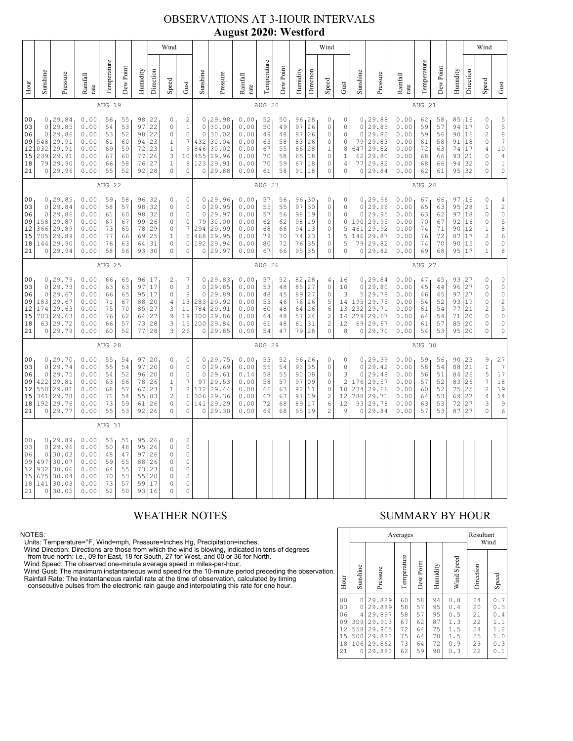# OBSERVATIONS AT 3-HOUR INTERVALS
## August 2020: Westford

### AUG 19

| Hour | Sunshine | Pressure | Rainfall rate | Temperature | Dew Point | Humidity | Wind Direction | Wind Speed | Gust |
|---|---|---|---|---|---|---|---|---|---|
| 00 | 0 | 29.84 | 0.00 | 56 | 55 | 98 | 22 | 0 | 2 |
| 03 | 0 | 29.85 | 0.00 | 54 | 53 | 97 | 22 | 0 | 1 |
| 06 | 0 | 29.86 | 0.00 | 53 | 52 | 98 | 22 | 0 | 0 |
| 09 | 548 | 29.91 | 0.00 | 61 | 60 | 94 | 23 | 1 | 7 |
| 12 | 1032 | 29.91 | 0.00 | 69 | 59 | 72 | 23 | 1 | 9 |
| 15 | 239 | 29.91 | 0.00 | 67 | 60 | 77 | 26 | 3 | 10 |
| 18 | 79 | 29.90 | 0.00 | 66 | 58 | 76 | 27 | 1 | 8 |
| 21 | 0 | 29.96 | 0.00 | 55 | 52 | 92 | 28 | 0 | 0 |

### AUG 20

| Hour | Sunshine | Pressure | Rainfall rate | Temperature | Dew Point | Humidity | Wind Direction | Wind Speed | Gust |
|---|---|---|---|---|---|---|---|---|---|
| 00 | 0 | 29.98 | 0.00 | 52 | 50 | 96 | 28 | 0 | 0 |
| 03 | 0 | 30.00 | 0.00 | 50 | 49 | 97 | 26 | 0 | 0 |
| 06 | 0 | 30.02 | 0.00 | 49 | 48 | 97 | 26 | 0 | 0 |
| 09 | 432 | 30.04 | 0.00 | 63 | 58 | 83 | 26 | 0 | 0 |
| 12 | 846 | 30.02 | 0.00 | 67 | 55 | 66 | 28 | 1 | 8 |
| 15 | 455 | 29.96 | 0.00 | 70 | 58 | 65 | 18 | 0 | 1 |
| 18 | 123 | 29.91 | 0.00 | 70 | 59 | 67 | 18 | 0 | 4 |
| 21 | 0 | 29.88 | 0.00 | 61 | 58 | 91 | 18 | 0 | 0 |

### AUG 21

| Hour | Sunshine | Pressure | Rainfall rate | Temperature | Dew Point | Humidity | Wind Direction | Wind Speed | Gust |
|---|---|---|---|---|---|---|---|---|---|
| 00 | 0 | 29.88 | 0.00 | 62 | 58 | 85 | 16 | 0 | 5 |
| 03 | 0 | 29.85 | 0.00 | 59 | 57 | 94 | 17 | 0 | 5 |
| 06 | 0 | 29.82 | 0.00 | 59 | 56 | 90 | 16 | 2 | 8 |
| 09 | 79 | 29.83 | 0.00 | 61 | 58 | 91 | 18 | 0 | 7 |
| 12 | 647 | 29.82 | 0.00 | 72 | 63 | 74 | 17 | 4 | 10 |
| 15 | 62 | 29.80 | 0.00 | 68 | 66 | 93 | 21 | 0 | 4 |
| 18 | 77 | 29.82 | 0.00 | 68 | 66 | 94 | 32 | 0 | 1 |
| 21 | 0 | 29.84 | 0.00 | 62 | 61 | 95 | 32 | 0 | 0 |

### AUG 22

| Hour | Sunshine | Pressure | Rainfall rate | Temperature | Dew Point | Humidity | Wind Direction | Wind Speed | Gust |
|---|---|---|---|---|---|---|---|---|---|
| 00 | 0 | 29.85 | 0.00 | 59 | 58 | 96 | 32 | 0 | 0 |
| 03 | 0 | 29.84 | 0.00 | 58 | 57 | 98 | 32 | 0 | 0 |
| 06 | 0 | 29.86 | 0.00 | 61 | 60 | 98 | 32 | 0 | 0 |
| 09 | 158 | 29.87 | 0.00 | 67 | 67 | 99 | 26 | 0 | 0 |
| 12 | 366 | 29.89 | 0.00 | 73 | 65 | 78 | 29 | 0 | 7 |
| 15 | 705 | 29.89 | 0.00 | 77 | 66 | 69 | 25 | 1 | 5 |
| 18 | 144 | 29.90 | 0.00 | 76 | 63 | 64 | 31 | 0 | 0 |
| 21 | 0 | 29.94 | 0.00 | 58 | 56 | 93 | 30 | 0 | 0 |

### AUG 23

| Hour | Sunshine | Pressure | Rainfall rate | Temperature | Dew Point | Humidity | Wind Direction | Wind Speed | Gust |
|---|---|---|---|---|---|---|---|---|---|
| 00 | 0 | 29.96 | 0.00 | 57 | 56 | 96 | 30 | 0 | 0 |
| 03 | 0 | 29.95 | 0.00 | 55 | 55 | 97 | 30 | 0 | 0 |
| 06 | 0 | 29.97 | 0.00 | 57 | 56 | 98 | 19 | 0 | 0 |
| 09 | 79 | 30.00 | 0.00 | 62 | 62 | 98 | 19 | 0 | 0 |
| 12 | 294 | 29.99 | 0.00 | 68 | 66 | 94 | 13 | 0 | 5 |
| 15 | 468 | 29.95 | 0.00 | 79 | 70 | 74 | 23 | 1 | 5 |
| 18 | 192 | 29.94 | 0.00 | 80 | 72 | 76 | 35 | 0 | 5 |
| 21 | 0 | 29.97 | 0.00 | 67 | 66 | 95 | 35 | 0 | 0 |

### AUG 24

| Hour | Sunshine | Pressure | Rainfall rate | Temperature | Dew Point | Humidity | Wind Direction | Wind Speed | Gust |
|---|---|---|---|---|---|---|---|---|---|
| 00 | 0 | 29.96 | 0.00 | 67 | 66 | 97 | 16 | 0 | 4 |
| 03 | 0 | 29.96 | 0.00 | 65 | 63 | 95 | 28 | 1 | 2 |
| 06 | 0 | 29.95 | 0.00 | 63 | 62 | 97 | 18 | 0 | 0 |
| 09 | 190 | 29.95 | 0.00 | 70 | 67 | 92 | 16 | 0 | 5 |
| 12 | 461 | 29.92 | 0.00 | 74 | 71 | 90 | 12 | 1 | 8 |
| 15 | 146 | 29.87 | 0.00 | 76 | 72 | 87 | 17 | 2 | 6 |
| 18 | 79 | 29.82 | 0.00 | 74 | 70 | 90 | 15 | 0 | 0 |
| 21 | 0 | 29.82 | 0.00 | 69 | 68 | 95 | 17 | 1 | 8 |

### AUG 25

| Hour | Sunshine | Pressure | Rainfall rate | Temperature | Dew Point | Humidity | Wind Direction | Wind Speed | Gust |
|---|---|---|---|---|---|---|---|---|---|
| 00 | 0 | 29.79 | 0.00 | 66 | 65 | 96 | 17 | 2 | 7 |
| 03 | 0 | 29.73 | 0.00 | 63 | 63 | 97 | 17 | 0 | 3 |
| 06 | 0 | 29.67 | 0.00 | 66 | 65 | 95 | 17 | 0 | 8 |
| 09 | 183 | 29.67 | 0.00 | 71 | 67 | 88 | 20 | 4 | 13 |
| 12 | 174 | 29.63 | 0.00 | 75 | 70 | 85 | 27 | 3 | 11 |
| 15 | 703 | 29.63 | 0.00 | 76 | 62 | 64 | 27 | 9 | 19 |
| 18 | 63 | 29.72 | 0.00 | 66 | 57 | 73 | 28 | 3 | 15 |
| 21 | 0 | 29.79 | 0.00 | 60 | 52 | 77 | 28 | 3 | 26 |

### AUG 26

| Hour | Sunshine | Pressure | Rainfall rate | Temperature | Dew Point | Humidity | Wind Direction | Wind Speed | Gust |
|---|---|---|---|---|---|---|---|---|---|
| 00 | 0 | 29.83 | 0.00 | 57 | 52 | 82 | 28 | 4 | 16 |
| 03 | 0 | 29.85 | 0.00 | 53 | 48 | 85 | 27 | 0 | 10 |
| 06 | 0 | 29.89 | 0.00 | 48 | 45 | 89 | 27 | 0 | 3 |
| 09 | 283 | 29.92 | 0.00 | 53 | 46 | 76 | 26 | 5 | 14 |
| 12 | 784 | 29.91 | 0.00 | 60 | 48 | 64 | 26 | 6 | 13 |
| 15 | 700 | 29.86 | 0.00 | 64 | 48 | 57 | 24 | 2 | 14 |
| 18 | 200 | 29.84 | 0.00 | 61 | 48 | 61 | 31 | 2 | 12 |
| 21 | 0 | 29.85 | 0.00 | 54 | 47 | 79 | 28 | 0 | 8 |

### AUG 27

| Hour | Sunshine | Pressure | Rainfall rate | Temperature | Dew Point | Humidity | Wind Direction | Wind Speed | Gust |
|---|---|---|---|---|---|---|---|---|---|
| 00 | 0 | 29.84 | 0.00 | 47 | 45 | 93 | 27 | 0 | 0 |
| 03 | 0 | 29.80 | 0.00 | 45 | 44 | 96 | 27 | 0 | 0 |
| 06 | 5 | 29.78 | 0.00 | 46 | 45 | 97 | 27 | 0 | 0 |
| 09 | 195 | 29.75 | 0.00 | 54 | 52 | 93 | 19 | 0 | 2 |
| 12 | 232 | 29.71 | 0.00 | 61 | 54 | 77 | 21 | 2 | 5 |
| 15 | 279 | 29.67 | 0.00 | 64 | 54 | 71 | 20 | 0 | 0 |
| 18 | 69 | 29.67 | 0.00 | 61 | 57 | 85 | 20 | 0 | 0 |
| 21 | 0 | 29.70 | 0.00 | 54 | 53 | 95 | 20 | 0 | 0 |

### AUG 28

| Hour | Sunshine | Pressure | Rainfall rate | Temperature | Dew Point | Humidity | Wind Direction | Wind Speed | Gust |
|---|---|---|---|---|---|---|---|---|---|
| 00 | 0 | 29.70 | 0.00 | 55 | 54 | 97 | 20 | 0 | 0 |
| 03 | 0 | 29.74 | 0.00 | 55 | 54 | 97 | 20 | 0 | 0 |
| 06 | 0 | 29.75 | 0.00 | 54 | 52 | 96 | 20 | 0 | 0 |
| 09 | 422 | 29.81 | 0.00 | 63 | 56 | 78 | 26 | 1 | 7 |
| 12 | 550 | 29.81 | 0.00 | 68 | 57 | 67 | 23 | 1 | 8 |
| 15 | 341 | 29.78 | 0.00 | 71 | 54 | 55 | 03 | 2 | 6 |
| 18 | 192 | 29.76 | 0.00 | 73 | 59 | 61 | 26 | 0 | 0 |
| 21 | 0 | 29.77 | 0.00 | 55 | 53 | 92 | 26 | 0 | 0 |

### AUG 29

| Hour | Sunshine | Pressure | Rainfall rate | Temperature | Dew Point | Humidity | Wind Direction | Wind Speed | Gust |
|---|---|---|---|---|---|---|---|---|---|
| 00 | 0 | 29.75 | 0.00 | 53 | 52 | 96 | 26 | 0 | 0 |
| 03 | 0 | 29.69 | 0.00 | 56 | 54 | 93 | 35 | 0 | 0 |
| 06 | 0 | 29.61 | 0.14 | 58 | 55 | 90 | 08 | 0 | 3 |
| 09 | 97 | 29.53 | 0.00 | 58 | 57 | 97 | 09 | 0 | 2 |
| 12 | 172 | 29.44 | 0.00 | 66 | 63 | 92 | 11 | 0 | 10 |
| 15 | 306 | 29.36 | 0.00 | 67 | 67 | 97 | 19 | 2 | 12 |
| 18 | 141 | 29.29 | 0.00 | 72 | 68 | 89 | 17 | 6 | 12 |
| 21 | 0 | 29.30 | 0.00 | 69 | 68 | 95 | 19 | 2 | 9 |

### AUG 30

| Hour | Sunshine | Pressure | Rainfall rate | Temperature | Dew Point | Humidity | Wind Direction | Wind Speed | Gust |
|---|---|---|---|---|---|---|---|---|---|
| 00 | 0 | 29.39 | 0.00 | 59 | 56 | 90 | 23 | 9 | 27 |
| 03 | 0 | 29.42 | 0.00 | 58 | 54 | 88 | 21 | 1 | 7 |
| 06 | 0 | 29.48 | 0.00 | 56 | 51 | 84 | 26 | 5 | 17 |
| 09 | 176 | 29.57 | 0.00 | 57 | 52 | 83 | 26 | 7 | 18 |
| 12 | 234 | 29.66 | 0.00 | 60 | 52 | 75 | 25 | 2 | 19 |
| 15 | 788 | 29.71 | 0.00 | 64 | 53 | 69 | 27 | 4 | 14 |
| 18 | 93 | 29.78 | 0.00 | 63 | 53 | 72 | 27 | 3 | 9 |
| 21 | 0 | 29.84 | 0.00 | 57 | 53 | 87 | 27 | 0 | 6 |

### AUG 31

| Hour | Sunshine | Pressure | Rainfall rate | Temperature | Dew Point | Humidity | Wind Direction | Wind Speed | Gust |
|---|---|---|---|---|---|---|---|---|---|
| 00 | 0 | 29.89 | 0.00 | 53 | 51 | 95 | 26 | 0 | 2 |
| 03 | 0 | 29.96 | 0.00 | 50 | 48 | 95 | 26 | 0 | 0 |
| 06 | 0 | 30.03 | 0.00 | 48 | 47 | 97 | 26 | 0 | 0 |
| 09 | 497 | 30.07 | 0.00 | 59 | 55 | 88 | 26 | 0 | 0 |
| 12 | 932 | 30.06 | 0.00 | 64 | 55 | 73 | 23 | 0 | 0 |
| 15 | 675 | 30.04 | 0.00 | 70 | 53 | 55 | 20 | 0 | 2 |
| 18 | 141 | 30.03 | 0.00 | 73 | 57 | 59 | 17 | 0 | 0 |
| 21 | 0 | 30.05 | 0.00 | 52 | 50 | 93 | 16 | 0 | 0 |

## WEATHER NOTES

NOTES:
Units: Temperature=°F, Wind=mph, Pressure=Inches Hg, Precipitation=inches.
Wind Direction: Directions are those from which the wind is blowing, indicated in tens of degrees from true north: i.e., 09 for East, 18 for South, 27 for West, and 00 or 36 for North.
Wind Speed: The observed one-minute average speed in miles-per-hour.
Wind Gust: The maximum instantaneous wind speed for the 10-minute period preceding the observation.
Rainfall Rate: The instantaneous rainfall rate at the time of observation, calculated by timing consecutive pulses from the electronic rain gauge and interpolating this rate for one hour.

## SUMMARY BY HOUR

| Hour | Averages: Sunshine | Pressure | Temperature | Dew Point | Humidity | Wind Speed | Resultant Wind: Direction | Speed |
|---|---|---|---|---|---|---|---|---|
| 00 | 0 | 29.889 | 60 | 58 | 94 | 0.8 | 24 | 0.7 |
| 03 | 0 | 29.889 | 58 | 57 | 95 | 0.4 | 20 | 0.3 |
| 06 | 4 | 29.897 | 58 | 57 | 95 | 0.5 | 21 | 0.4 |
| 09 | 309 | 29.913 | 67 | 62 | 87 | 1.3 | 22 | 1.1 |
| 12 | 558 | 29.905 | 72 | 64 | 75 | 1.5 | 24 | 1.2 |
| 15 | 500 | 29.880 | 75 | 64 | 70 | 1.5 | 25 | 1.0 |
| 18 | 106 | 29.862 | 73 | 64 | 72 | 0.9 | 23 | 0.3 |
| 21 | 0 | 29.880 | 62 | 59 | 90 | 0.3 | 22 | 0.1 |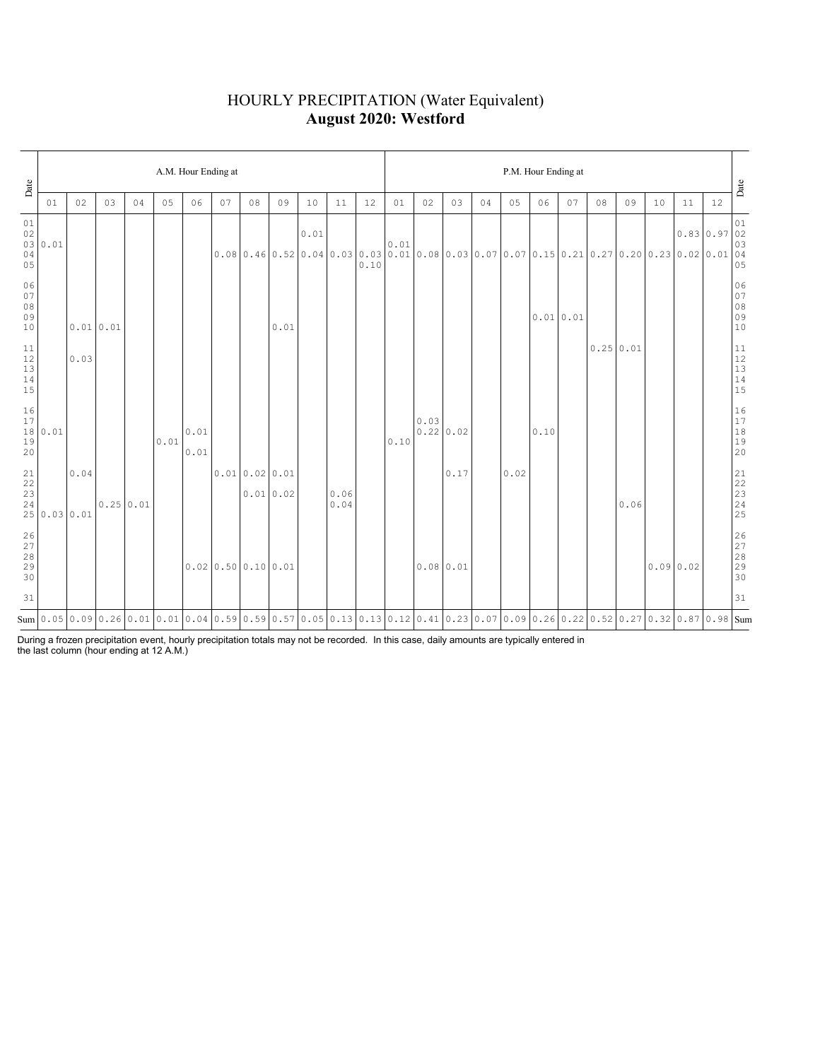# HOURLY PRECIPITATION (Water Equivalent)
## **August 2020: Westford**

| Date | A.M. Hour Ending at | | | | | | | | | | | | P.M. Hour Ending at | | | | | | | | | | | | Date |
|---|---|---|---|---|---|---|---|---|---|---|---|---|---|---|---|---|---|---|---|---|---|---|---|---|---|
| | 01 | 02 | 03 | 04 | 05 | 06 | 07 | 08 | 09 | 10 | 11 | 12 | 01 | 02 | 03 | 04 | 05 | 06 | 07 | 08 | 09 | 10 | 11 | 12 | |
| 01 | | | | | | | | | | | | | | | | | | | | | | | | | 01 |
| 02 | | | | | | | | | | 0.01 | | | | | | | | | | | | | 0.83 | 0.97 | 02 |
| 03 | 0.01 | | | | | | | | | | | | 0.01 | | | | | | | | | | | | 03 |
| 04 | | | | | | | 0.08 | 0.46 | 0.52 | 0.04 | 0.03 | 0.03 | 0.01 | 0.08 | 0.03 | 0.07 | 0.07 | 0.15 | 0.21 | 0.27 | 0.20 | 0.23 | 0.02 | 0.01 | 04 |
| 05 | | | | | | | | | | | | 0.10 | | | | | | | | | | | | | 05 |
| 06 | | | | | | | | | | | | | | | | | | | | | | | | | 06 |
| 07 | | | | | | | | | | | | | | | | | | | | | | | | | 07 |
| 08 | | | | | | | | | | | | | | | | | | | | | | | | | 08 |
| 09 | | | | | | | | | | | | | | | | | | 0.01 | 0.01 | | | | | | 09 |
| 10 | | 0.01 | 0.01 | | | | | | 0.01 | | | | | | | | | | | | | | | | 10 |
| 11 | | | | | | | | | | | | | | | | | | | | 0.25 | 0.01 | | | | 11 |
| 12 | | 0.03 | | | | | | | | | | | | | | | | | | | | | | | 12 |
| 13 | | | | | | | | | | | | | | | | | | | | | | | | | 13 |
| 14 | | | | | | | | | | | | | | | | | | | | | | | | | 14 |
| 15 | | | | | | | | | | | | | | | | | | | | | | | | | 15 |
| 16 | | | | | | | | | | | | | | | | | | | | | | | | | 16 |
| 17 | | | | | | | | | | | | | | 0.03 | | | | | | | | | | | 17 |
| 18 | 0.01 | | | | | 0.01 | | | | | | | | 0.22 | 0.02 | | | 0.10 | | | | | | | 18 |
| 19 | | | | | 0.01 | | | | | | | | 0.10 | | | | | | | | | | | | 19 |
| 20 | | | | | | 0.01 | | | | | | | | | | | | | | | | | | | 20 |
| 21 | | 0.04 | | | | | 0.01 | 0.02 | 0.01 | | | | | | 0.17 | | 0.02 | | | | | | | | 21 |
| 22 | | | | | | | | | | | | | | | | | | | | | | | | | 22 |
| 23 | | | | | | | | 0.01 | 0.02 | | 0.06 | | | | | | | | | | | | | | 23 |
| 24 | | | 0.25 | 0.01 | | | | | | | 0.04 | | | | | | | | | | 0.06 | | | | 24 |
| 25 | 0.03 | 0.01 | | | | | | | | | | | | | | | | | | | | | | | 25 |
| 26 | | | | | | | | | | | | | | | | | | | | | | | | | 26 |
| 27 | | | | | | | | | | | | | | | | | | | | | | | | | 27 |
| 28 | | | | | | | | | | | | | | | | | | | | | | | | | 28 |
| 29 | | | | | | 0.02 | 0.50 | 0.10 | 0.01 | | | | | 0.08 | 0.01 | | | | | | | 0.09 | 0.02 | | 29 |
| 30 | | | | | | | | | | | | | | | | | | | | | | | | | 30 |
| 31 | | | | | | | | | | | | | | | | | | | | | | | | | 31 |
| Sum | 0.05 | 0.09 | 0.26 | 0.01 | 0.01 | 0.04 | 0.59 | 0.59 | 0.57 | 0.05 | 0.13 | 0.13 | 0.12 | 0.41 | 0.23 | 0.07 | 0.09 | 0.26 | 0.22 | 0.52 | 0.27 | 0.32 | 0.87 | 0.98 | Sum |

During a frozen precipitation event, hourly precipitation totals may not be recorded. In this case, daily amounts are typically entered in the last column (hour ending at 12 A.M.)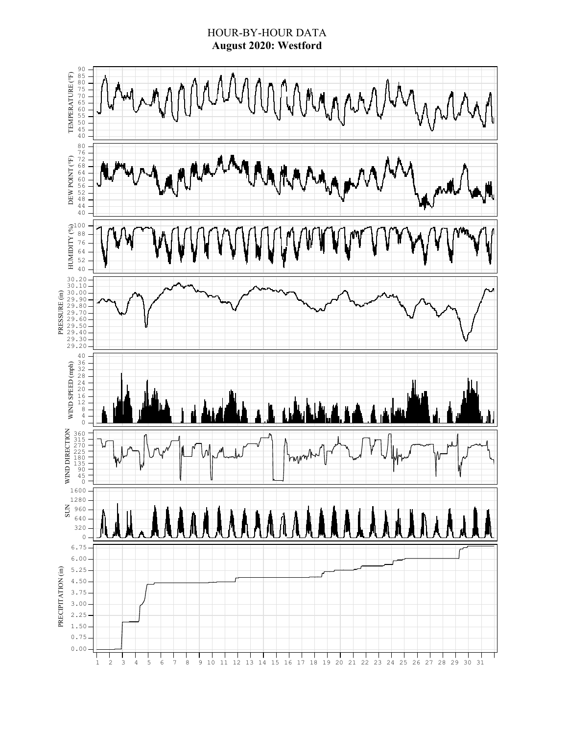# HOUR-BY-HOUR DATA
**August 2020: Westford**

TEMPERATURE (°F)
90
85
80
75
70
65
60
55
50
45
40

DEW POINT (°F)
80
76
72
68
64
60
56
52
48
44
40

HUMIDITY (%)
100
88
76
64
52
40

PRESSURE (in)
30.20
30.10
30.00
29.90
29.80
29.70
29.60
29.50
29.40
29.30
29.20

WIND SPEED (mph)
40
36
32
28
24
20
16
12
8
4
0

WIND DIRECTION
360
315
270
225
180
135
90
45
0

SUN
1600
1280
960
640
320
0

PRECIPITATION (in)
6.75
6.00
5.25
4.50
3.75
3.00
2.25
1.50
0.75
0.00

1 2 3 4 5 6 7 8 9 10 11 12 13 14 15 16 17 18 19 20 21 22 23 24 25 26 27 28 29 30 31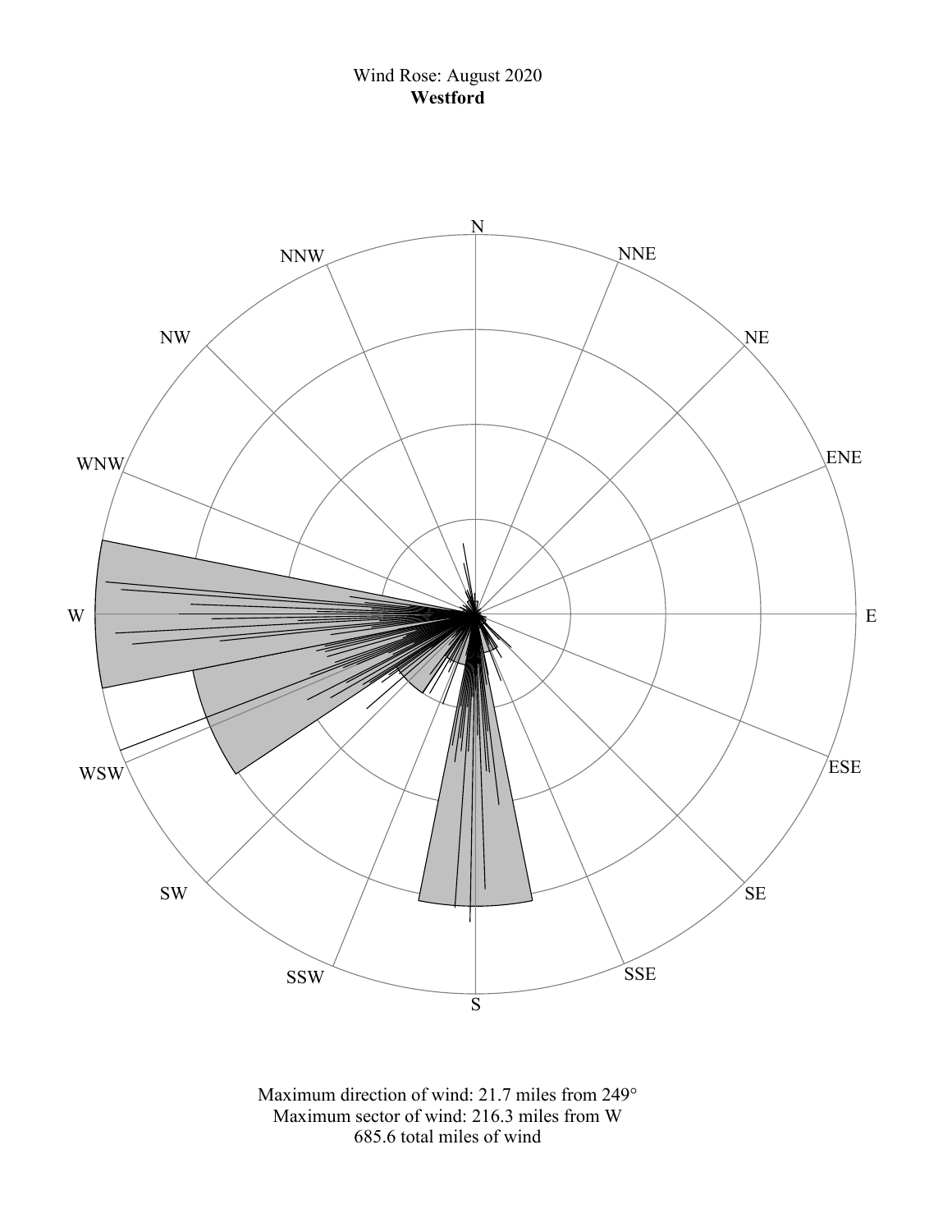Wind Rose: August 2020

**Westford**

N

NNE

NE

ENE

E

ESE

SE

SSE

S

SSW

SW

WSW

W

WNW

NW

NNW

Maximum direction of wind: 21.7 miles from 249°

Maximum sector of wind: 216.3 miles from W

685.6 total miles of wind